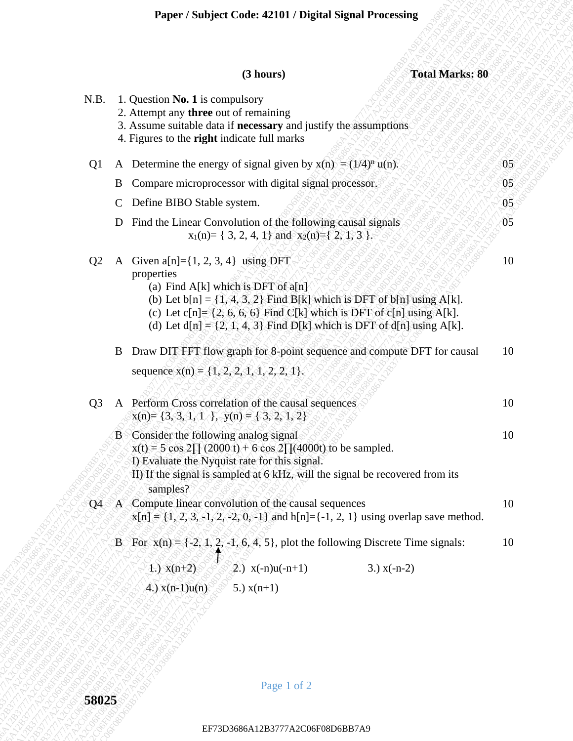**Paper / Subject Code: 42101 / Digital Signal Processing**

**(3 hours)** **Total Marks: 80**

N.B.
1. Question **No. 1** is compulsory
2. Attempt any **three** out of remaining
3. Assume suitable data if **necessary** and justify the assumptions
4. Figures to the **right** indicate full marks

| | | | |
|---|---|---|---|
| Q1 | A | Determine the energy of signal given by $x(n) = (1/4)^n u(n)$. | 05 |
| | B | Compare microprocessor with digital signal processor. | 05 |
| | C | Define BIBO Stable system. | 05 |
| | D | Find the Linear Convolution of the following causal signals $x_1(n) = \{3, 2, 4, 1\}$ and $x_2(n) = \{2, 1, 3\}$. | 05 |
| Q2 | A | Given a[n]={1, 2, 3, 4} using DFT properties<br>(a) Find A[k] which is DFT of a[n]<br>(b) Let b[n] = {1, 4, 3, 2} Find B[k] which is DFT of b[n] using A[k].<br>(c) Let c[n]= {2, 6, 6, 6} Find C[k] which is DFT of c[n] using A[k].<br>(d) Let d[n] = {2, 1, 4, 3} Find D[k] which is DFT of d[n] using A[k]. | 10 |
| | B | Draw DIT FFT flow graph for 8-point sequence and compute DFT for causal sequence x(n) = {1, 2, 2, 1, 1, 2, 2, 1}. | 10 |
| Q3 | A | Perform Cross correlation of the causal sequences<br>x(n)= {3, 3, 1, 1 }, y(n) = { 3, 2, 1, 2} | 10 |
| | B | Consider the following analog signal<br>$x(t) = 5 \cos 2\prod (2000\, t) + 6 \cos 2\prod(4000t)$ to be sampled.<br>I) Evaluate the Nyquist rate for this signal.<br>II) If the signal is sampled at 6 kHz, will the signal be recovered from its samples? | 10 |
| Q4 | A | Compute linear convolution of the causal sequences<br>x[n] = {1, 2, 3, -1, 2, -2, 0, -1} and h[n]={-1, 2, 1} using overlap save method. | 10 |
| | B | For x(n) = {-2, 1, 2, -1, 6, 4, 5}, plot the following Discrete Time signals:<br>(↑ marks 2 as the n = 0 sample)<br>1.) x(n+2) 2.) x(-n)u(-n+1) 3.) x(-n-2)<br>4.) x(n-1)u(n) 5.) x(n+1) | 10 |

**58025**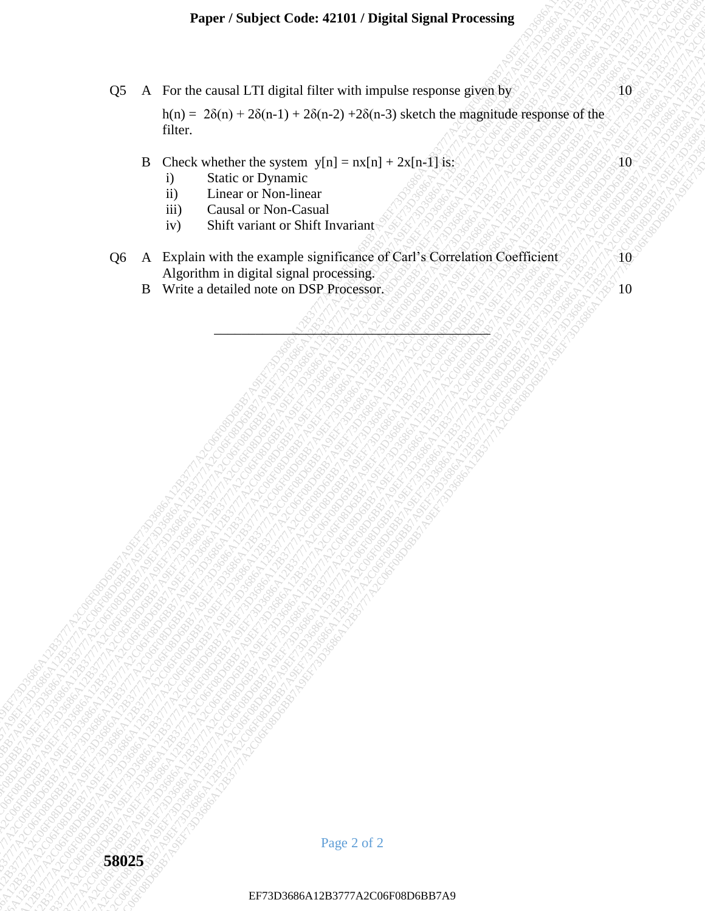| | | | Marks |
|---|---|---|---|
| Q5 | A | For the causal LTI digital filter with impulse response given by $h(n) = 2\delta(n) + 2\delta(n-1) + 2\delta(n-2) + 2\delta(n-3)$ sketch the magnitude response of the filter. | 10 |
| | B | Check whether the system $y[n] = nx[n] + 2x[n-1]$ is:<br>i) Static or Dynamic<br>ii) Linear or Non-linear<br>iii) Causal or Non-Casual<br>iv) Shift variant or Shift Invariant | 10 |
| Q6 | A | Explain with the example significance of Carl's Correlation Coefficient Algorithm in digital signal processing. | 10 |
| | B | Write a detailed note on DSP Processor. | 10 |

---

**58025**

EF73D3686A12B3777A2C06F08D6BB7A9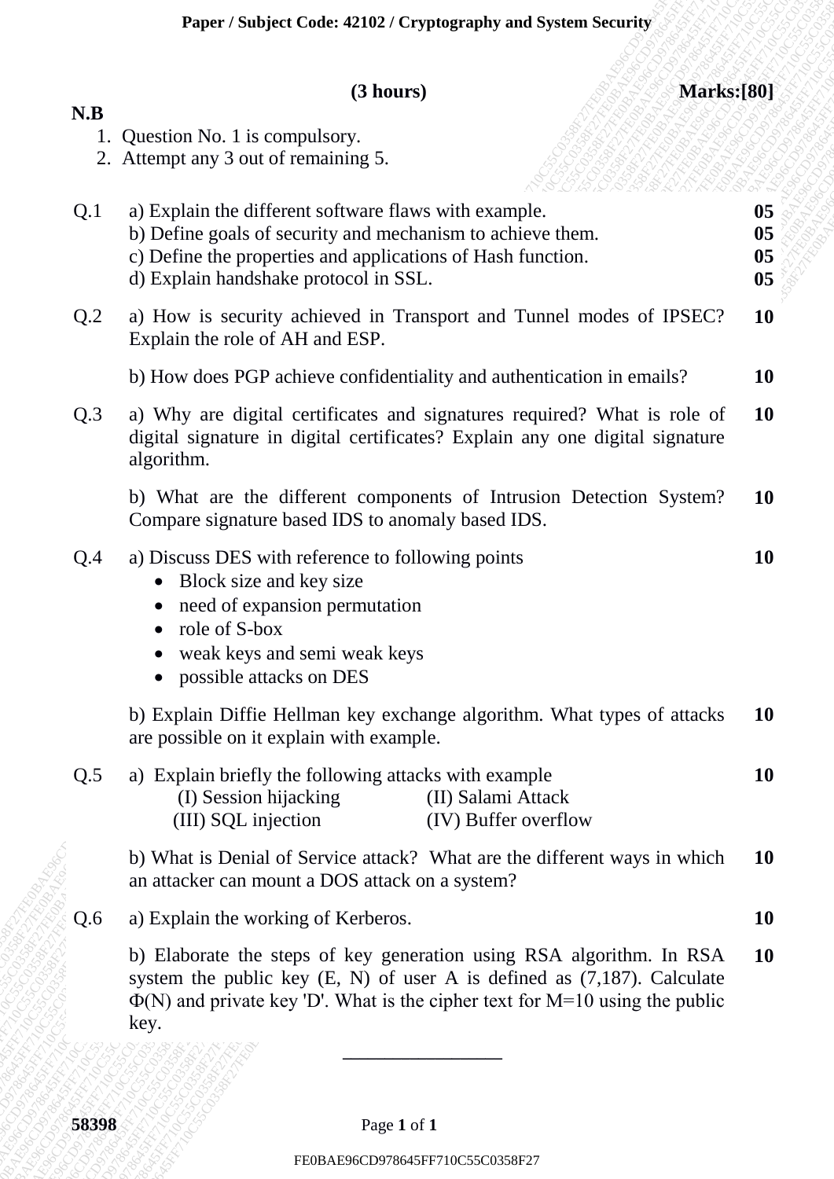**(3 hours)** **Marks:[80]**

**N.B**

1. Question No. 1 is compulsory.
2. Attempt any 3 out of remaining 5.

| | | |
|---|---|---|
| Q.1 | a) Explain the different software flaws with example. | **05** |
| | b) Define goals of security and mechanism to achieve them. | **05** |
| | c) Define the properties and applications of Hash function. | **05** |
| | d) Explain handshake protocol in SSL. | **05** |
| Q.2 | a) How is security achieved in Transport and Tunnel modes of IPSEC? Explain the role of AH and ESP. | **10** |
| | b) How does PGP achieve confidentiality and authentication in emails? | **10** |
| Q.3 | a) Why are digital certificates and signatures required? What is role of digital signature in digital certificates? Explain any one digital signature algorithm. | **10** |
| | b) What are the different components of Intrusion Detection System? Compare signature based IDS to anomaly based IDS. | **10** |
| Q.4 | a) Discuss DES with reference to following points<br>• Block size and key size<br>• need of expansion permutation<br>• role of S-box<br>• weak keys and semi weak keys<br>• possible attacks on DES | **10** |
| | b) Explain Diffie Hellman key exchange algorithm. What types of attacks are possible on it explain with example. | **10** |
| Q.5 | a) Explain briefly the following attacks with example<br>(I) Session hijacking (II) Salami Attack<br>(III) SQL injection (IV) Buffer overflow | **10** |
| | b) What is Denial of Service attack? What are the different ways in which an attacker can mount a DOS attack on a system? | **10** |
| Q.6 | a) Explain the working of Kerberos. | **10** |
| | b) Elaborate the steps of key generation using RSA algorithm. In RSA system the public key (E, N) of user A is defined as (7,187). Calculate $\Phi(N)$ and private key 'D'. What is the cipher text for M=10 using the public key. | **10** |

________________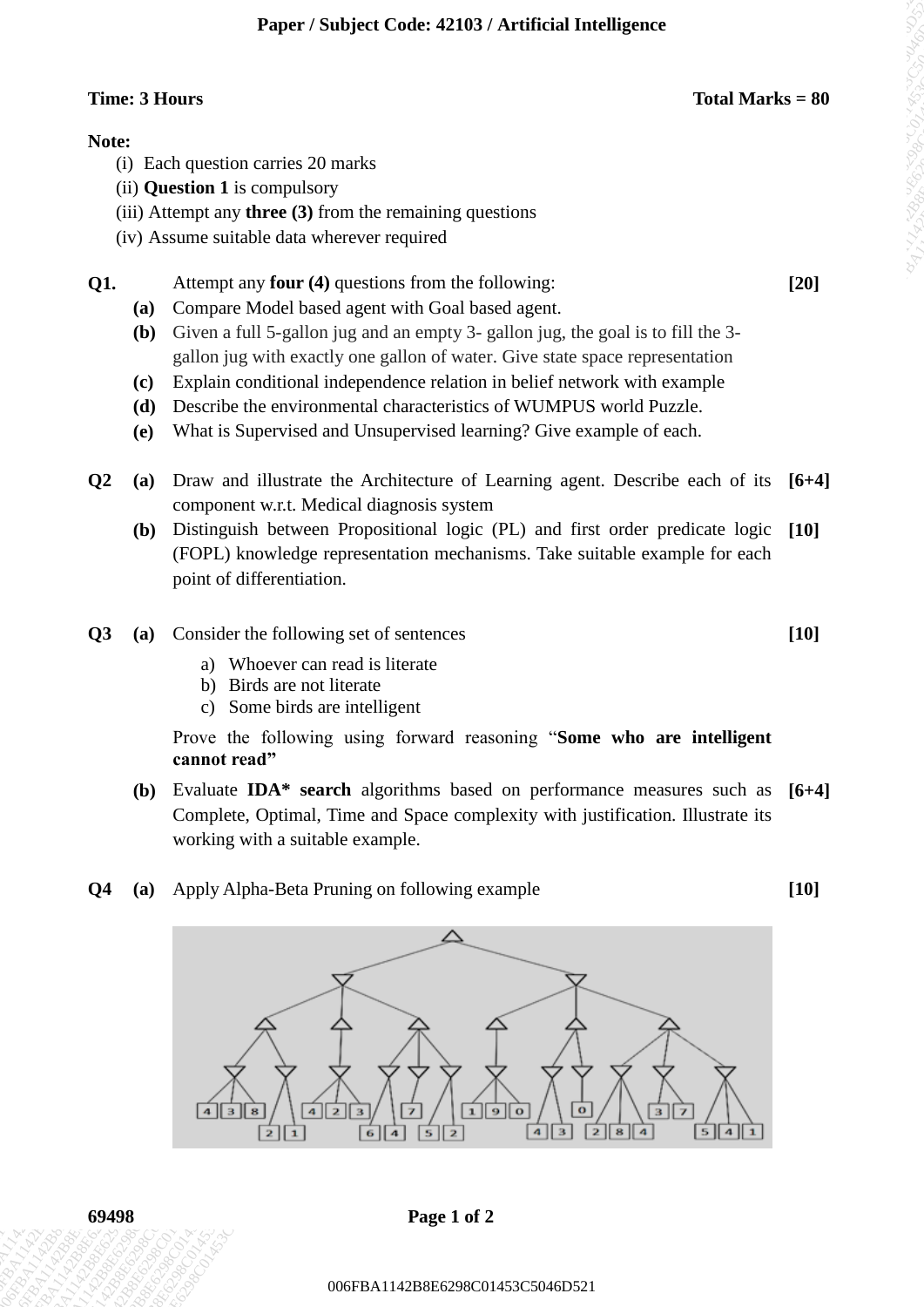**Paper / Subject Code: 42103 / Artificial Intelligence**

**Time: 3 Hours** **Total Marks = 80**

**Note:**

(i) Each question carries 20 marks
(ii) **Question 1** is compulsory
(iii) Attempt any **three (3)** from the remaining questions
(iv) Assume suitable data wherever required

**Q1.** Attempt any **four (4)** questions from the following: **[20]**

**(a)** Compare Model based agent with Goal based agent.

**(b)** Given a full 5-gallon jug and an empty 3- gallon jug, the goal is to fill the 3-gallon jug with exactly one gallon of water. Give state space representation

**(c)** Explain conditional independence relation in belief network with example

**(d)** Describe the environmental characteristics of WUMPUS world Puzzle.

**(e)** What is Supervised and Unsupervised learning? Give example of each.

**Q2** **(a)** Draw and illustrate the Architecture of Learning agent. Describe each of its component w.r.t. Medical diagnosis system **[6+4]**

**(b)** Distinguish between Propositional logic (PL) and first order predicate logic (FOPL) knowledge representation mechanisms. Take suitable example for each point of differentiation. **[10]**

**Q3** **(a)** Consider the following set of sentences **[10]**

a) Whoever can read is literate
b) Birds are not literate
c) Some birds are intelligent

Prove the following using forward reasoning "**Some who are intelligent cannot read"**

**(b)** Evaluate **IDA\* search** algorithms based on performance measures such as Complete, Optimal, Time and Space complexity with justification. Illustrate its working with a suitable example. **[6+4]**

**Q4** **(a)** Apply Alpha-Beta Pruning on following example **[10]**

69498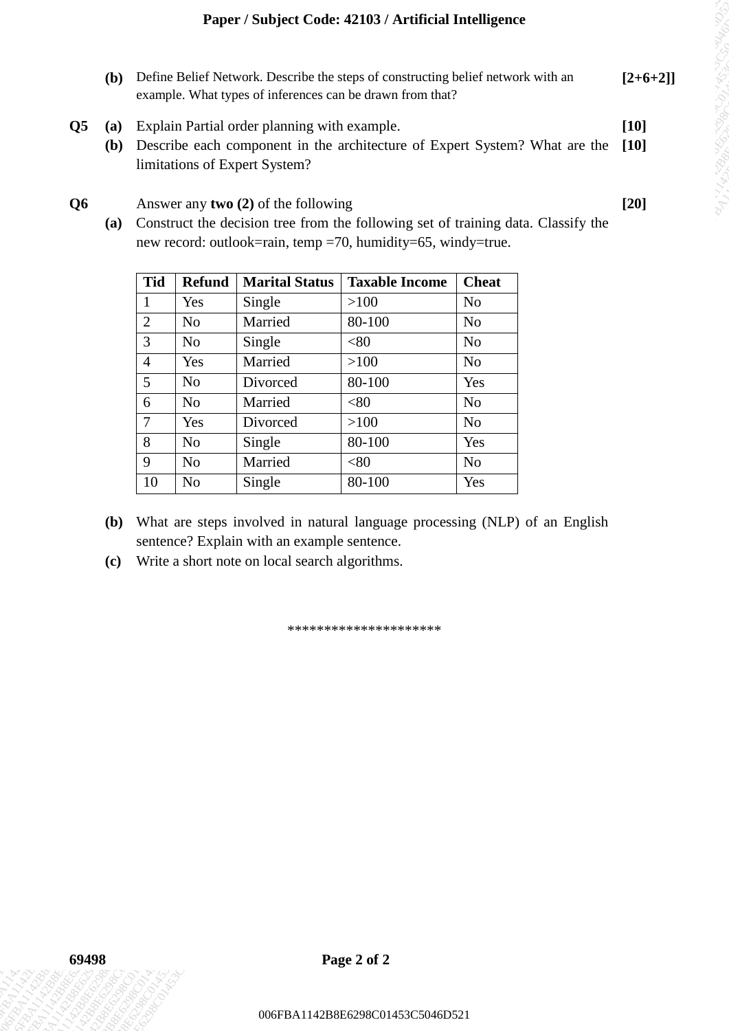**(b)** Define Belief Network. Describe the steps of constructing belief network with an example. What types of inferences can be drawn from that? **[2+6+2]]**

**Q5** **(a)** Explain Partial order planning with example. **[10]**

**(b)** Describe each component in the architecture of Expert System? What are the limitations of Expert System? **[10]**

**Q6** Answer any **two (2)** of the following **[20]**

**(a)** Construct the decision tree from the following set of training data. Classify the new record: outlook=rain, temp =70, humidity=65, windy=true.

| Tid | Refund | Marital Status | Taxable Income | Cheat |
|---|---|---|---|---|
| 1 | Yes | Single | >100 | No |
| 2 | No | Married | 80-100 | No |
| 3 | No | Single | <80 | No |
| 4 | Yes | Married | >100 | No |
| 5 | No | Divorced | 80-100 | Yes |
| 6 | No | Married | <80 | No |
| 7 | Yes | Divorced | >100 | No |
| 8 | No | Single | 80-100 | Yes |
| 9 | No | Married | <80 | No |
| 10 | No | Single | 80-100 | Yes |

**(b)** What are steps involved in natural language processing (NLP) of an English sentence? Explain with an example sentence.

**(c)** Write a short note on local search algorithms.

********************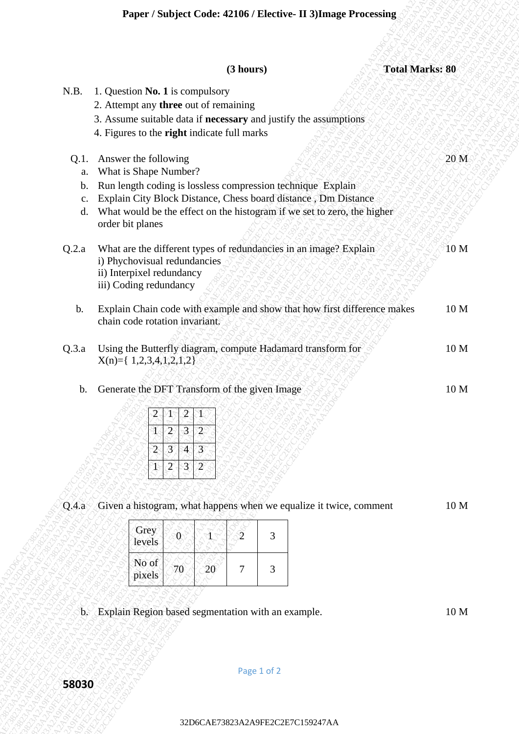**Paper / Subject Code: 42106 / Elective- II 3)Image Processing**

**(3 hours)** **Total Marks: 80**

N.B.
1. Question **No. 1** is compulsory
2. Attempt any **three** out of remaining
3. Assume suitable data if **necessary** and justify the assumptions
4. Figures to the **right** indicate full marks

**Q.1.** Answer the following — 20 M

a. What is Shape Number?

b. Run length coding is lossless compression technique Explain

c. Explain City Block Distance, Chess board distance , Dm Distance

d. What would be the effect on the histogram if we set to zero, the higher order bit planes

**Q.2.a** What are the different types of redundancies in an image? Explain — 10 M

i) Phychovisual redundancies
ii) Interpixel redundancy
iii) Coding redundancy

**b.** Explain Chain code with example and show that how first difference makes chain code rotation invariant. — 10 M

**Q.3.a** Using the Butterfly diagram, compute Hadamard transform for X(n)={ 1,2,3,4,1,2,1,2} — 10 M

**b.** Generate the DFT Transform of the given Image — 10 M

| | | | |
|---|---|---|---|
| 2 | 1 | 2 | 1 |
| 1 | 2 | 3 | 2 |
| 2 | 3 | 4 | 3 |
| 1 | 2 | 3 | 2 |

**Q.4.a** Given a histogram, what happens when we equalize it twice, comment — 10 M

| Grey levels | 0 | 1 | 2 | 3 |
|---|---|---|---|---|
| No of pixels | 70 | 20 | 7 | 3 |

**b.** Explain Region based segmentation with an example. — 10 M

58030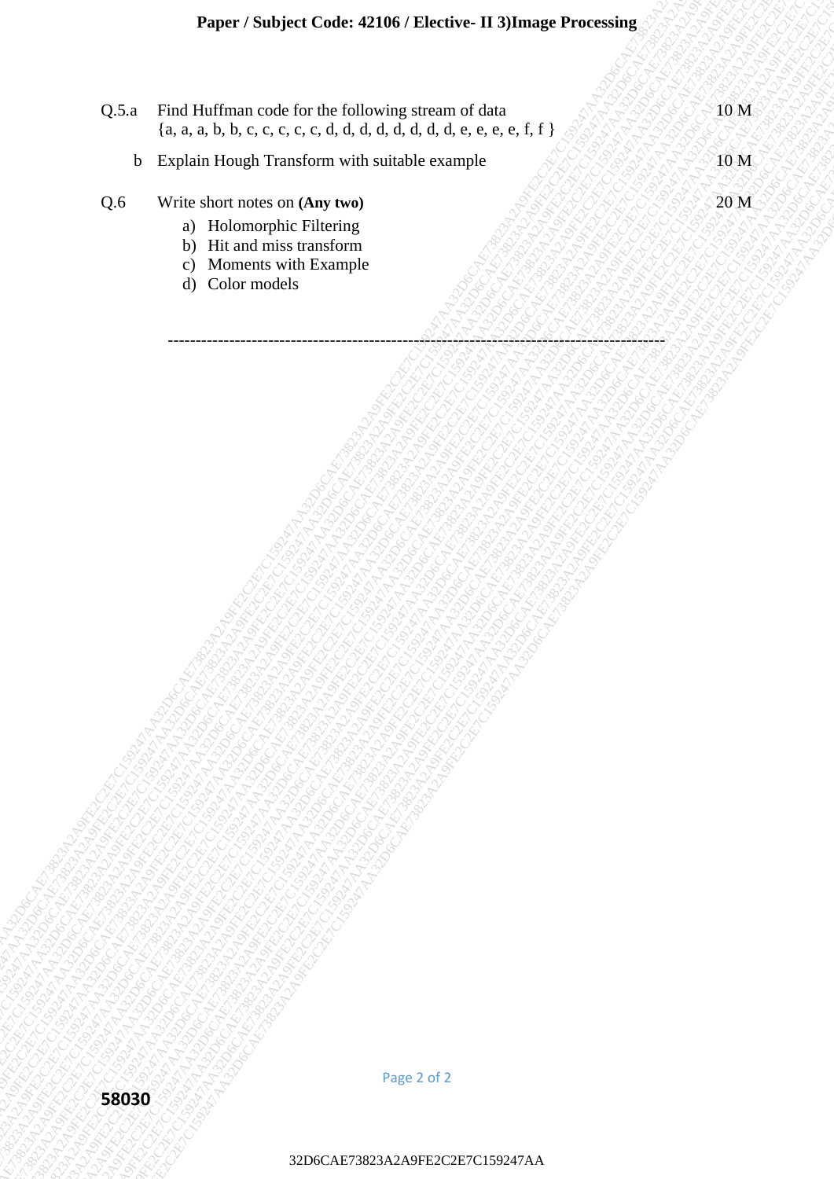| | | | |
|---|---|---|---|
| Q.5.a | | Find Huffman code for the following stream of data {a, a, a, b, b, c, c, c, c, c, d, d, d, d, d, d, d, d, e, e, e, e, f, f } | 10 M |
| | b | Explain Hough Transform with suitable example | 10 M |

Q.6 Write short notes on **(Any two)** — 20 M

a) Holomorphic Filtering
b) Hit and miss transform
c) Moments with Example
d) Color models

---

58030

32D6CAE73823A2A9FE2C2E7C159247AA